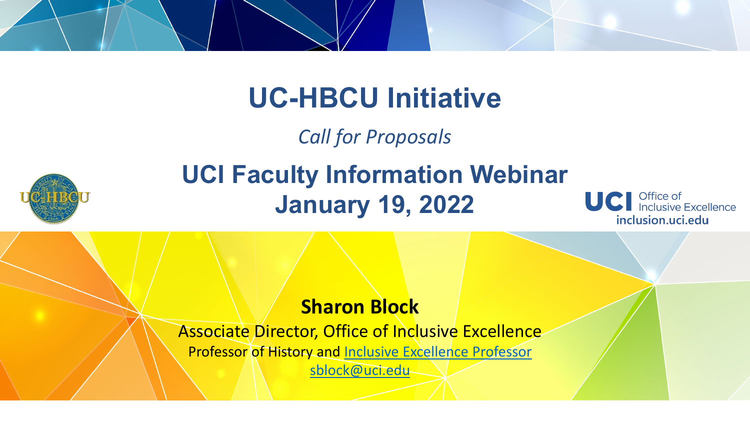# UC-HBCU Initiative

*Call for Proposals*

## UCI Faculty Information Webinar
## January 19, 2022

UCI Office of Inclusive Excellence
inclusion.uci.edu

**Sharon Block**

Associate Director, Office of Inclusive Excellence

Professor of History and Inclusive Excellence Professor

sblock@uci.edu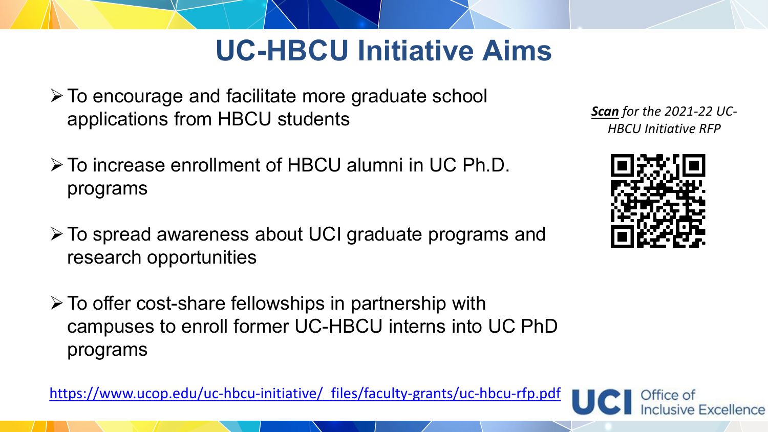# UC-HBCU Initiative Aims

- To encourage and facilitate more graduate school applications from HBCU students
- To increase enrollment of HBCU alumni in UC Ph.D. programs
- To spread awareness about UCI graduate programs and research opportunities
- To offer cost-share fellowships in partnership with campuses to enroll former UC-HBCU interns into UC PhD programs

***Scan** for the 2021-22 UC-HBCU Initiative RFP*

https://www.ucop.edu/uc-hbcu-initiative/_files/faculty-grants/uc-hbcu-rfp.pdf

UCI Office of Inclusive Excellence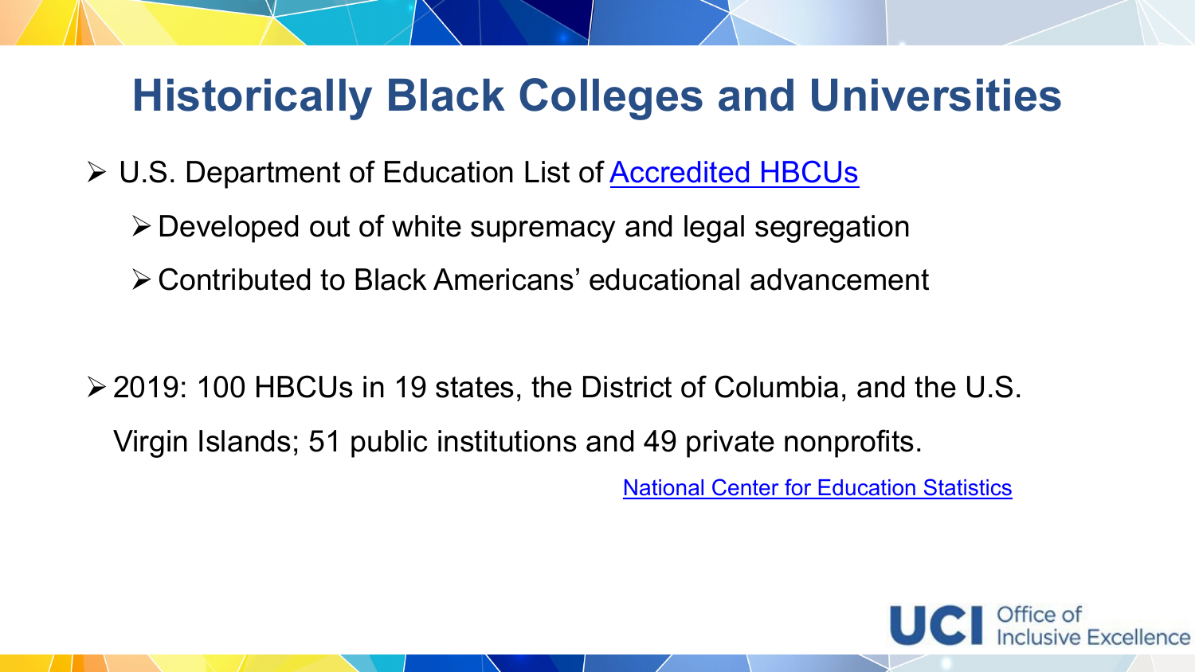# Historically Black Colleges and Universities

- U.S. Department of Education List of Accredited HBCUs
  - Developed out of white supremacy and legal segregation
  - Contributed to Black Americans' educational advancement

- 2019: 100 HBCUs in 19 states, the District of Columbia, and the U.S. Virgin Islands; 51 public institutions and 49 private nonprofits.

National Center for Education Statistics

UCI Office of Inclusive Excellence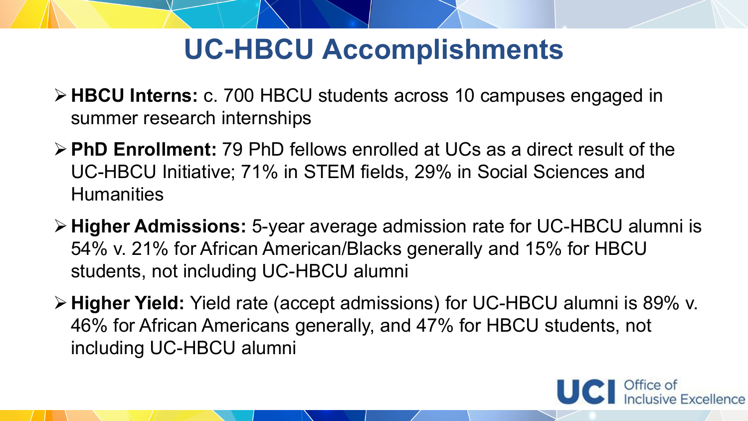# UC-HBCU Accomplishments

- **HBCU Interns:** c. 700 HBCU students across 10 campuses engaged in summer research internships
- **PhD Enrollment:** 79 PhD fellows enrolled at UCs as a direct result of the UC-HBCU Initiative; 71% in STEM fields, 29% in Social Sciences and Humanities
- **Higher Admissions:** 5-year average admission rate for UC-HBCU alumni is 54% v. 21% for African American/Blacks generally and 15% for HBCU students, not including UC-HBCU alumni
- **Higher Yield:** Yield rate (accept admissions) for UC-HBCU alumni is 89% v. 46% for African Americans generally, and 47% for HBCU students, not including UC-HBCU alumni

UCI Office of Inclusive Excellence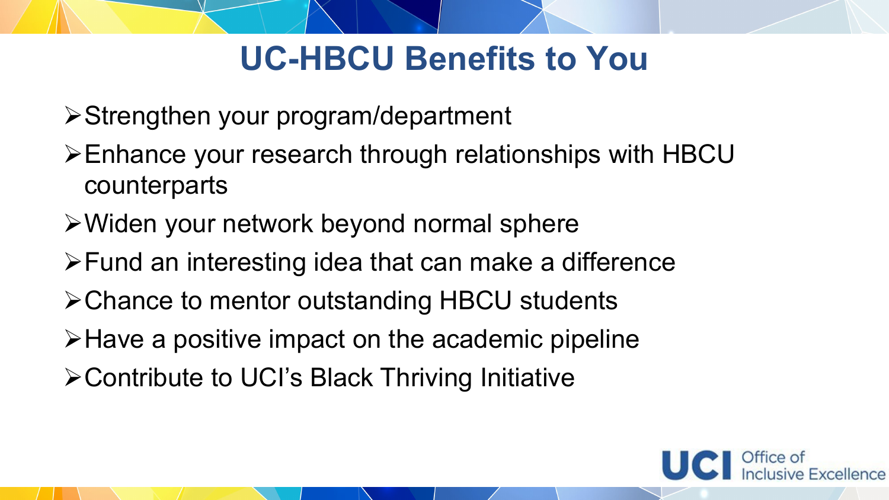# UC-HBCU Benefits to You

- Strengthen your program/department
- Enhance your research through relationships with HBCU counterparts
- Widen your network beyond normal sphere
- Fund an interesting idea that can make a difference
- Chance to mentor outstanding HBCU students
- Have a positive impact on the academic pipeline
- Contribute to UCI's Black Thriving Initiative

UCI Office of Inclusive Excellence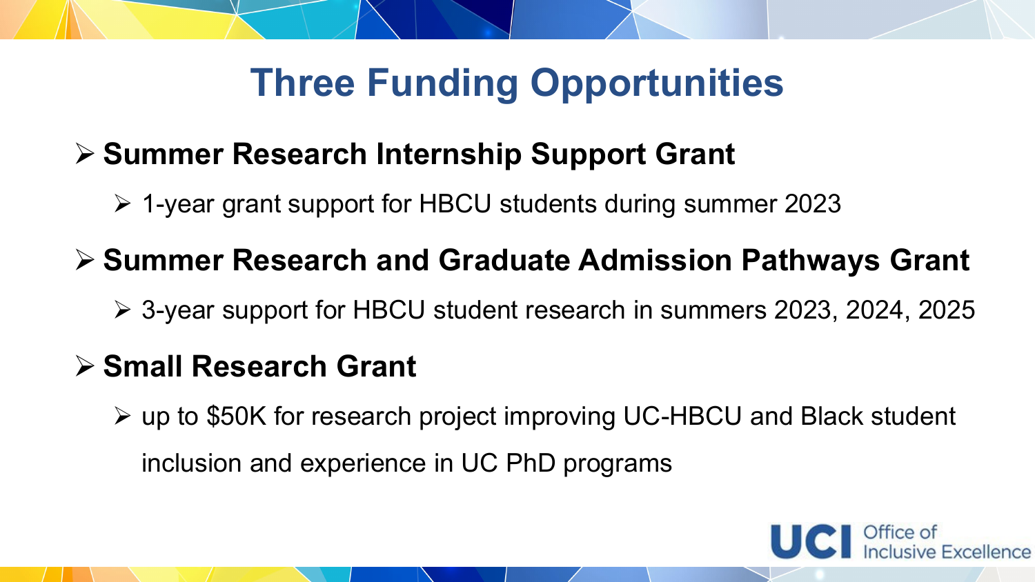# Three Funding Opportunities

- **Summer Research Internship Support Grant**
  - 1-year grant support for HBCU students during summer 2023
- **Summer Research and Graduate Admission Pathways Grant**
  - 3-year support for HBCU student research in summers 2023, 2024, 2025
- **Small Research Grant**
  - up to $50K for research project improving UC-HBCU and Black student inclusion and experience in UC PhD programs

UCI Office of Inclusive Excellence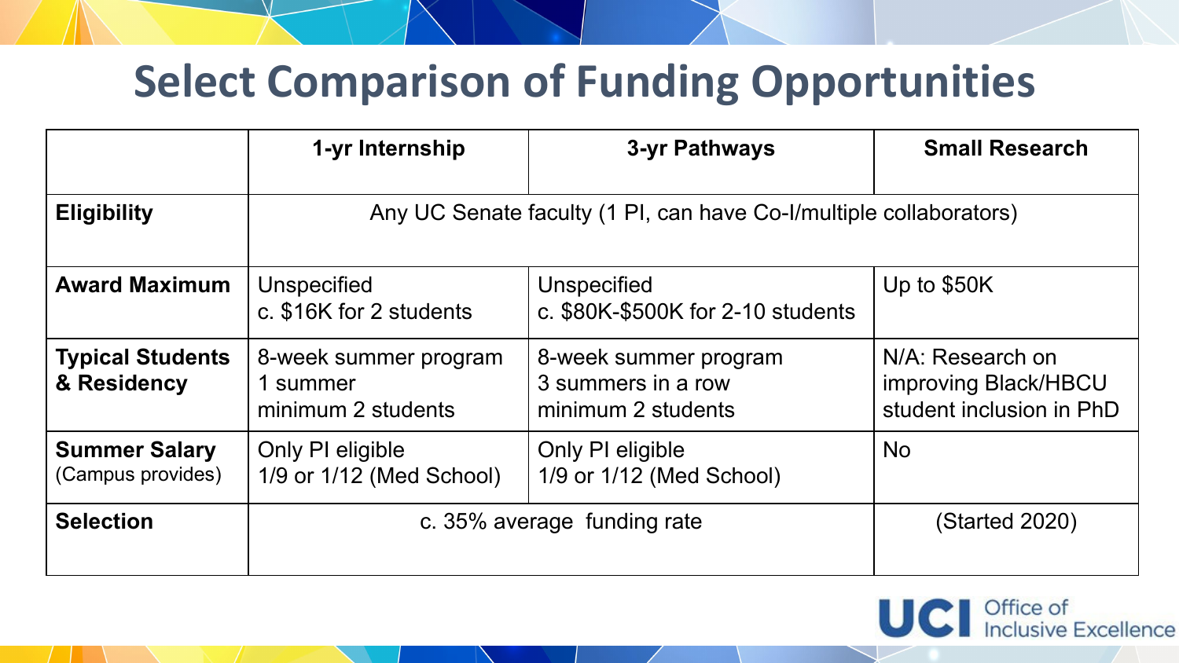# Select Comparison of Funding Opportunities

| | 1-yr Internship | 3-yr Pathways | Small Research |
|---|---|---|---|
| **Eligibility** | Any UC Senate faculty (1 PI, can have Co-I/multiple collaborators) | | |
| **Award Maximum** | Unspecified<br>c. $16K for 2 students | Unspecified<br>c. $80K-$500K for 2-10 students | Up to $50K |
| **Typical Students & Residency** | 8-week summer program<br>1 summer<br>minimum 2 students | 8-week summer program<br>3 summers in a row<br>minimum 2 students | N/A: Research on improving Black/HBCU student inclusion in PhD |
| **Summer Salary** (Campus provides) | Only PI eligible<br>1/9 or 1/12 (Med School) | Only PI eligible<br>1/9 or 1/12 (Med School) | No |
| **Selection** | c. 35% average funding rate | | (Started 2020) |

UCI Office of Inclusive Excellence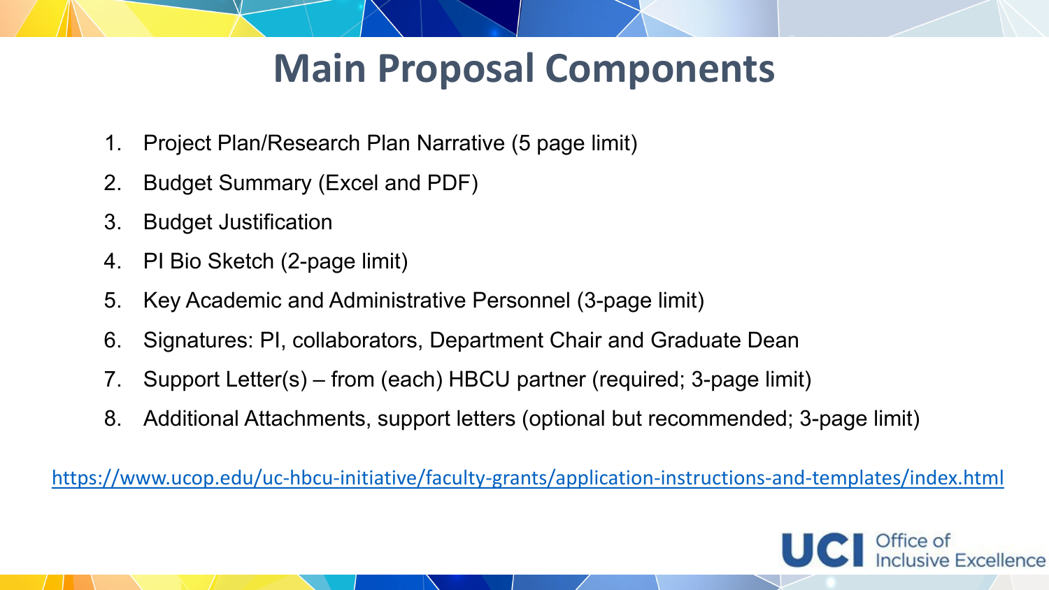# Main Proposal Components

1. Project Plan/Research Plan Narrative (5 page limit)
2. Budget Summary (Excel and PDF)
3. Budget Justification
4. PI Bio Sketch (2-page limit)
5. Key Academic and Administrative Personnel (3-page limit)
6. Signatures: PI, collaborators, Department Chair and Graduate Dean
7. Support Letter(s) – from (each) HBCU partner (required; 3-page limit)
8. Additional Attachments, support letters (optional but recommended; 3-page limit)

https://www.ucop.edu/uc-hbcu-initiative/faculty-grants/application-instructions-and-templates/index.html

UCI Office of Inclusive Excellence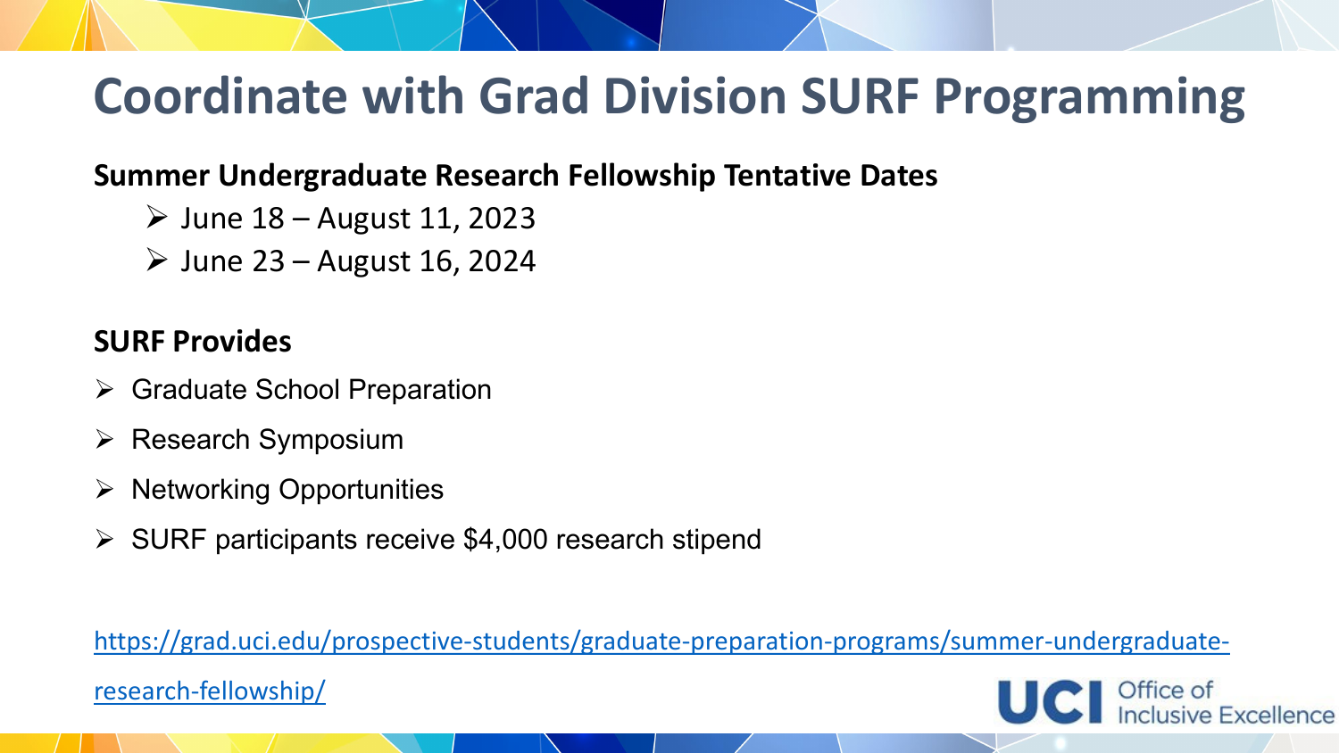# Coordinate with Grad Division SURF Programming

**Summer Undergraduate Research Fellowship Tentative Dates**

- June 18 – August 11, 2023
- June 23 – August 16, 2024

**SURF Provides**

- Graduate School Preparation
- Research Symposium
- Networking Opportunities
- SURF participants receive $4,000 research stipend

https://grad.uci.edu/prospective-students/graduate-preparation-programs/summer-undergraduate-research-fellowship/

UCI Office of Inclusive Excellence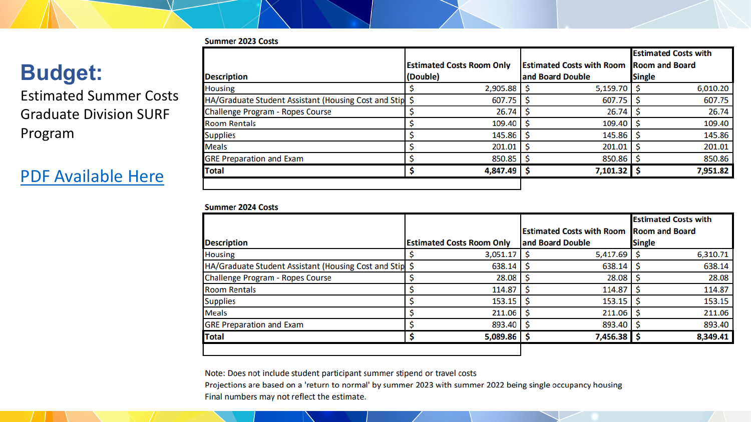# Budget:

Estimated Summer Costs Graduate Division SURF Program

PDF Available Here

**Summer 2023 Costs**

| Description | Estimated Costs Room Only (Double) | Estimated Costs with Room and Board Double | Estimated Costs with Room and Board Single |
|---|---|---|---|
| Housing | $ 2,905.88 | $ 5,159.70 | $ 6,010.20 |
| HA/Graduate Student Assistant (Housing Cost and Stip | $ 607.75 | $ 607.75 | $ 607.75 |
| Challenge Program - Ropes Course | $ 26.74 | $ 26.74 | $ 26.74 |
| Room Rentals | $ 109.40 | $ 109.40 | $ 109.40 |
| Supplies | $ 145.86 | $ 145.86 | $ 145.86 |
| Meals | $ 201.01 | $ 201.01 | $ 201.01 |
| GRE Preparation and Exam | $ 850.85 | $ 850.86 | $ 850.86 |
| **Total** | **$ 4,847.49** | **$ 7,101.32** | **$ 7,951.82** |

**Summer 2024 Costs**

| Description | Estimated Costs Room Only | Estimated Costs with Room and Board Double | Estimated Costs with Room and Board Single |
|---|---|---|---|
| Housing | $ 3,051.17 | $ 5,417.69 | $ 6,310.71 |
| HA/Graduate Student Assistant (Housing Cost and Stip | $ 638.14 | $ 638.14 | $ 638.14 |
| Challenge Program - Ropes Course | $ 28.08 | $ 28.08 | $ 28.08 |
| Room Rentals | $ 114.87 | $ 114.87 | $ 114.87 |
| Supplies | $ 153.15 | $ 153.15 | $ 153.15 |
| Meals | $ 211.06 | $ 211.06 | $ 211.06 |
| GRE Preparation and Exam | $ 893.40 | $ 893.40 | $ 893.40 |
| **Total** | **$ 5,089.86** | **$ 7,456.38** | **$ 8,349.41** |

Note: Does not include student participant summer stipend or travel costs
Projections are based on a 'return to normal' by summer 2023 with summer 2022 being single occupancy housing
Final numbers may not reflect the estimate.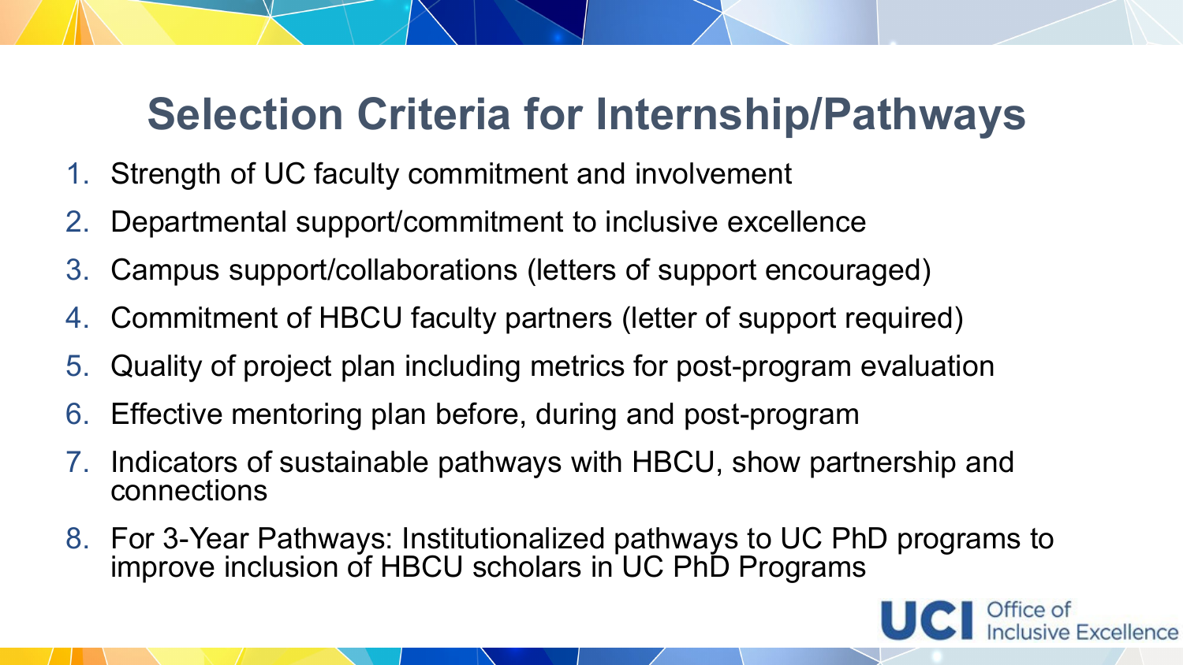# Selection Criteria for Internship/Pathways

1. Strength of UC faculty commitment and involvement
2. Departmental support/commitment to inclusive excellence
3. Campus support/collaborations (letters of support encouraged)
4. Commitment of HBCU faculty partners (letter of support required)
5. Quality of project plan including metrics for post-program evaluation
6. Effective mentoring plan before, during and post-program
7. Indicators of sustainable pathways with HBCU, show partnership and connections
8. For 3-Year Pathways: Institutionalized pathways to UC PhD programs to improve inclusion of HBCU scholars in UC PhD Programs

UCI Office of Inclusive Excellence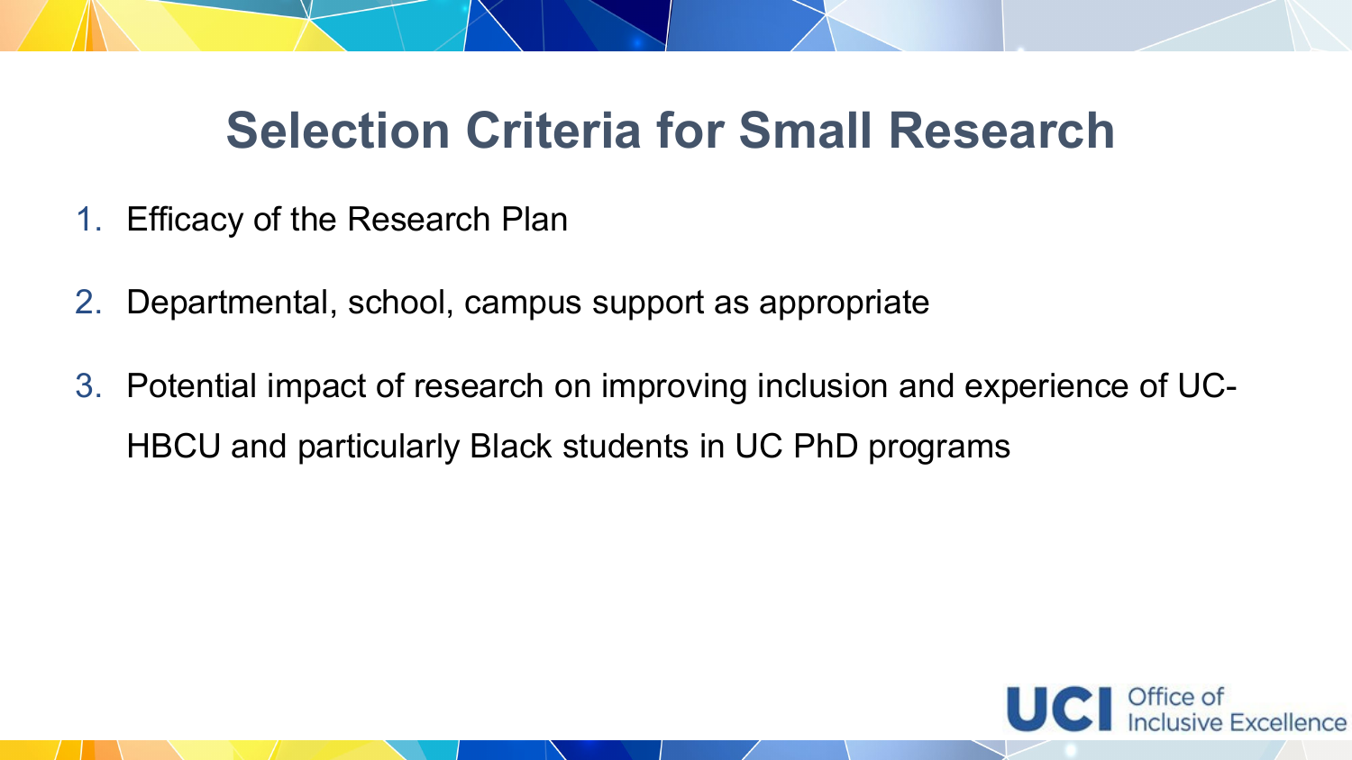# Selection Criteria for Small Research

1. Efficacy of the Research Plan
2. Departmental, school, campus support as appropriate
3. Potential impact of research on improving inclusion and experience of UC-HBCU and particularly Black students in UC PhD programs

UCI Office of Inclusive Excellence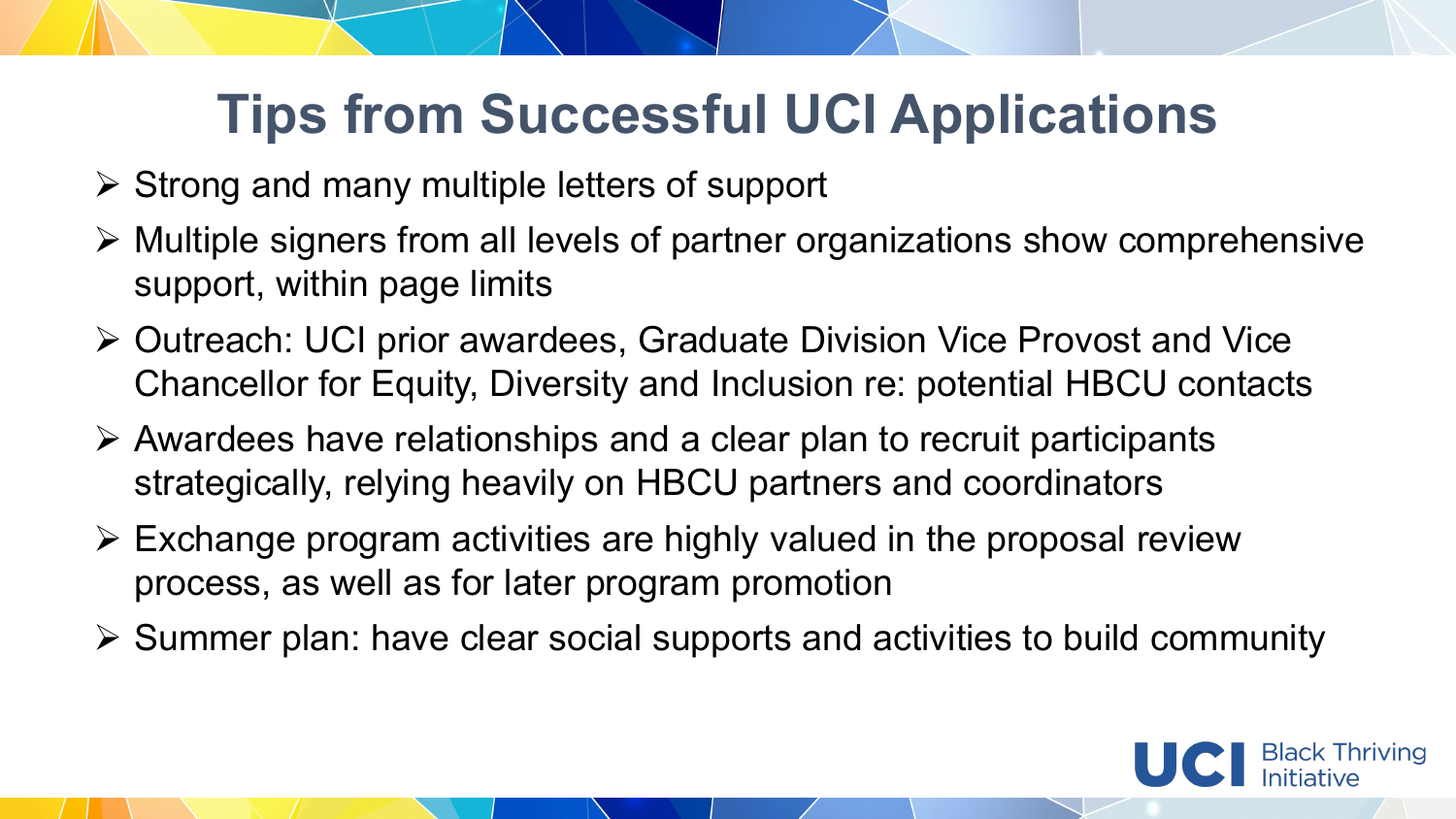# Tips from Successful UCI Applications

- Strong and many multiple letters of support
- Multiple signers from all levels of partner organizations show comprehensive support, within page limits
- Outreach: UCI prior awardees, Graduate Division Vice Provost and Vice Chancellor for Equity, Diversity and Inclusion re: potential HBCU contacts
- Awardees have relationships and a clear plan to recruit participants strategically, relying heavily on HBCU partners and coordinators
- Exchange program activities are highly valued in the proposal review process, as well as for later program promotion
- Summer plan: have clear social supports and activities to build community

UCI Black Thriving Initiative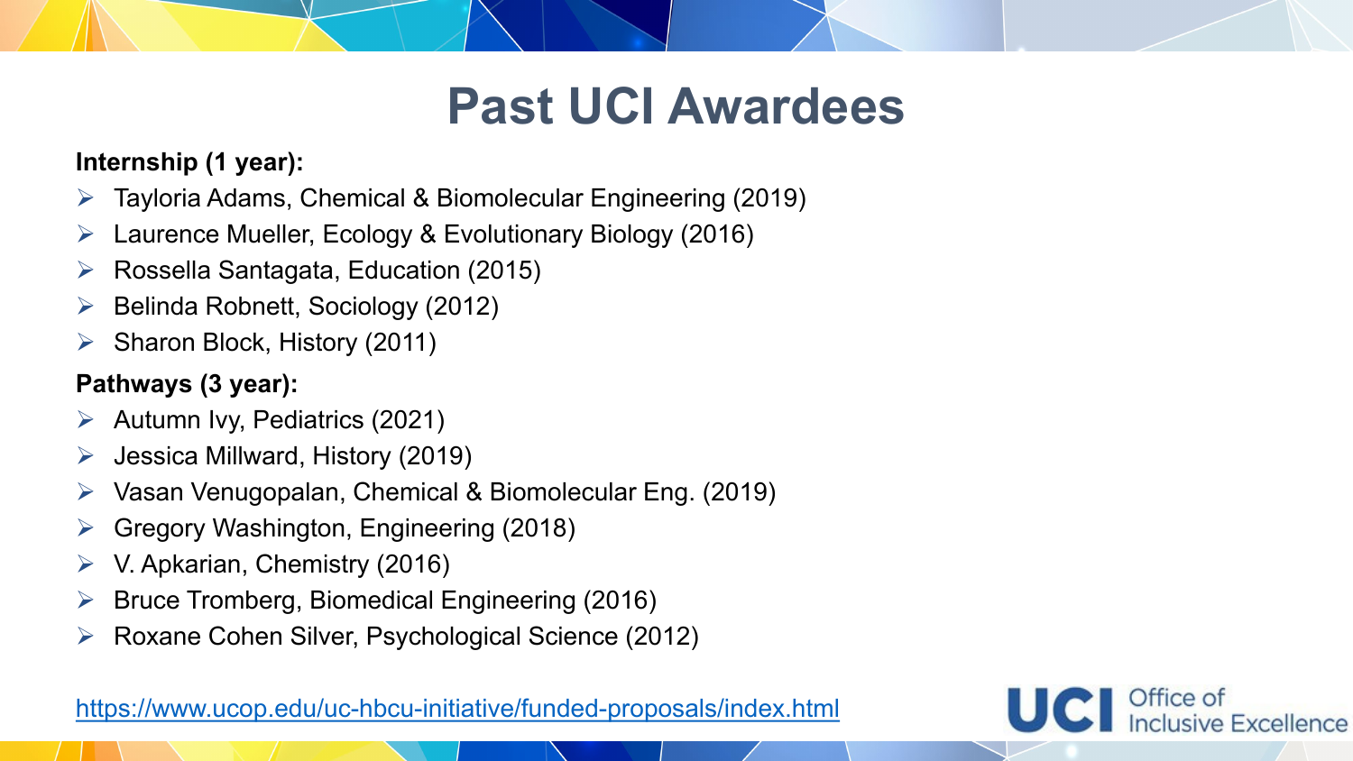# Past UCI Awardees

**Internship (1 year):**

- Tayloria Adams, Chemical & Biomolecular Engineering (2019)
- Laurence Mueller, Ecology & Evolutionary Biology (2016)
- Rossella Santagata, Education (2015)
- Belinda Robnett, Sociology (2012)
- Sharon Block, History (2011)

**Pathways (3 year):**

- Autumn Ivy, Pediatrics (2021)
- Jessica Millward, History (2019)
- Vasan Venugopalan, Chemical & Biomolecular Eng. (2019)
- Gregory Washington, Engineering (2018)
- V. Apkarian, Chemistry (2016)
- Bruce Tromberg, Biomedical Engineering (2016)
- Roxane Cohen Silver, Psychological Science (2012)

https://www.ucop.edu/uc-hbcu-initiative/funded-proposals/index.html

UCI Office of Inclusive Excellence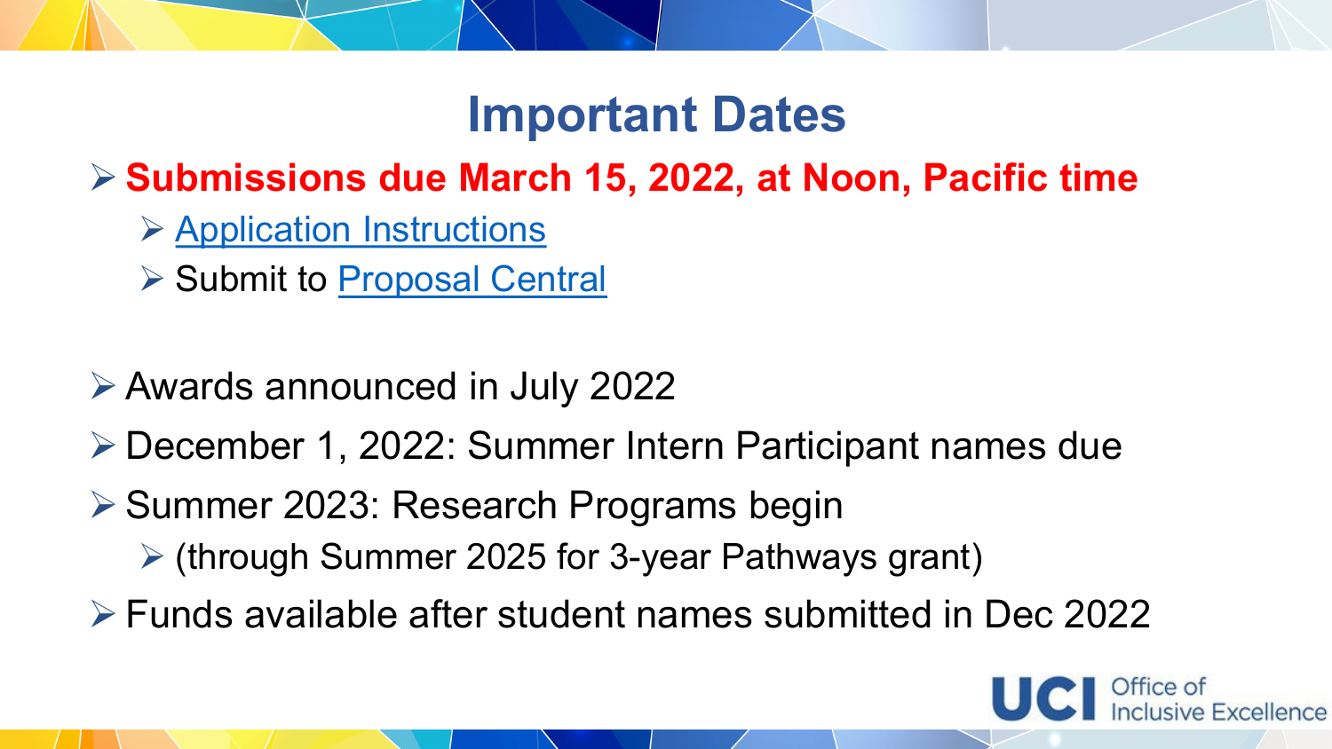# Important Dates

- **Submissions due March 15, 2022, at Noon, Pacific time**
  - Application Instructions
  - Submit to Proposal Central

- Awards announced in July 2022
- December 1, 2022: Summer Intern Participant names due
- Summer 2023: Research Programs begin
  - (through Summer 2025 for 3-year Pathways grant)
- Funds available after student names submitted in Dec 2022

UCI Office of Inclusive Excellence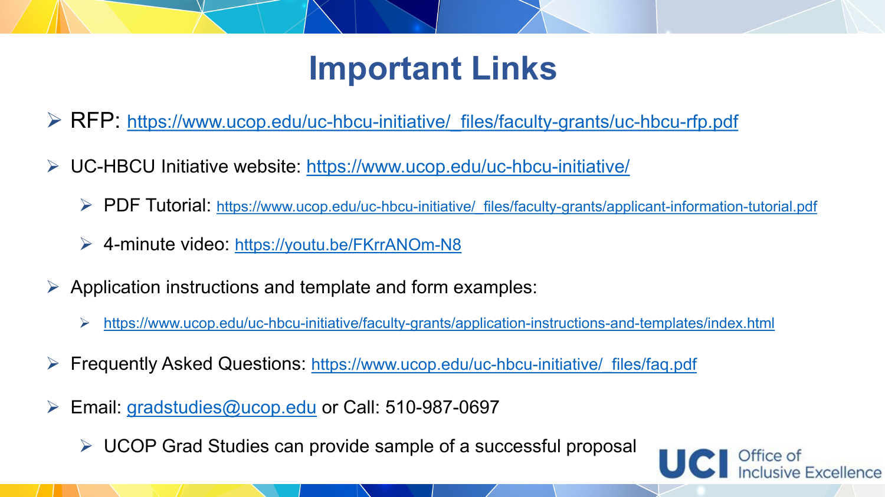# Important Links

- RFP: https://www.ucop.edu/uc-hbcu-initiative/_files/faculty-grants/uc-hbcu-rfp.pdf
- UC-HBCU Initiative website: https://www.ucop.edu/uc-hbcu-initiative/
  - PDF Tutorial: https://www.ucop.edu/uc-hbcu-initiative/_files/faculty-grants/applicant-information-tutorial.pdf
  - 4-minute video: https://youtu.be/FKrrANOm-N8
- Application instructions and template and form examples:
  - https://www.ucop.edu/uc-hbcu-initiative/faculty-grants/application-instructions-and-templates/index.html
- Frequently Asked Questions: https://www.ucop.edu/uc-hbcu-initiative/_files/faq.pdf
- Email: gradstudies@ucop.edu or Call: 510-987-0697
  - UCOP Grad Studies can provide sample of a successful proposal

UCI Office of Inclusive Excellence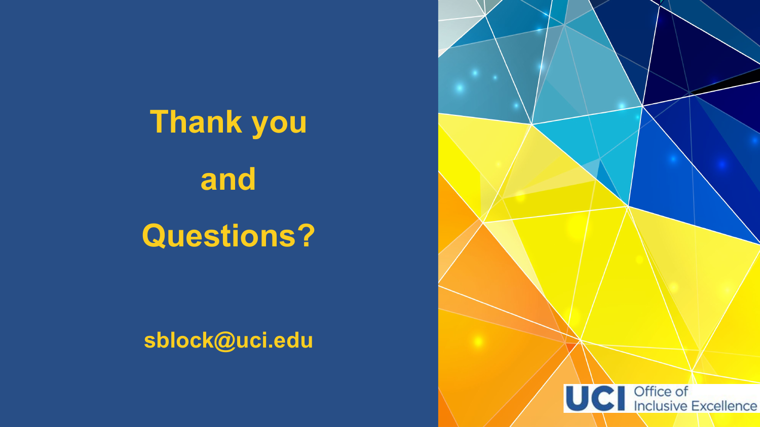# Thank you

# and

# Questions?

**sblock@uci.edu**

UCI Office of Inclusive Excellence